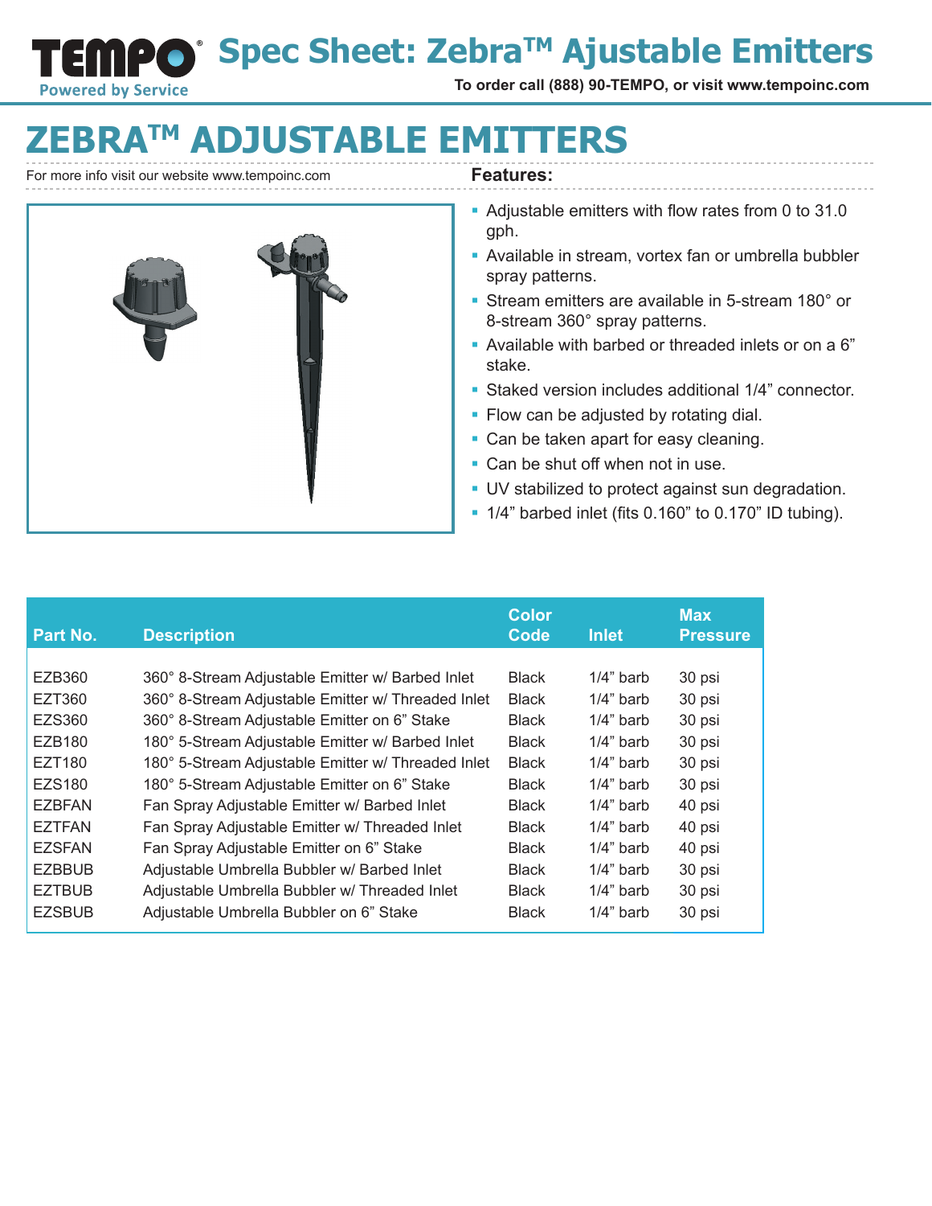# Spec Sheet: Zebra™ Ajustable Emitters

To order call (888) 90-TEMPO, or visit www.tempoinc.com

## ZEBRA™ ADJUSTABLE EMITTERS

For more info visit our website www.tempoinc.com

### Features:

- Adjustable emitters with flow rates from 0 to 31.0 gph.
- Available in stream, vortex fan or umbrella bubbler spray patterns.
- Stream emitters are available in 5-stream 180° or 8-stream 360° spray patterns.
- Available with barbed or threaded inlets or on a 6” stake.
- Staked version includes additional 1/4” connector.
- Flow can be adjusted by rotating dial.
- Can be taken apart for easy cleaning.
- Can be shut off when not in use.
- UV stabilized to protect against sun degradation.
- 1/4” barbed inlet (fits 0.160” to 0.170” ID tubing).

| Part No. | Description | Color Code | Inlet | Max Pressure |
|---|---|---|---|---|
| EZB360 | 360° 8-Stream Adjustable Emitter w/ Barbed Inlet | Black | 1/4” barb | 30 psi |
| EZT360 | 360° 8-Stream Adjustable Emitter w/ Threaded Inlet | Black | 1/4” barb | 30 psi |
| EZS360 | 360° 8-Stream Adjustable Emitter on 6” Stake | Black | 1/4” barb | 30 psi |
| EZB180 | 180° 5-Stream Adjustable Emitter w/ Barbed Inlet | Black | 1/4” barb | 30 psi |
| EZT180 | 180° 5-Stream Adjustable Emitter w/ Threaded Inlet | Black | 1/4” barb | 30 psi |
| EZS180 | 180° 5-Stream Adjustable Emitter on 6” Stake | Black | 1/4” barb | 30 psi |
| EZBFAN | Fan Spray Adjustable Emitter w/ Barbed Inlet | Black | 1/4” barb | 40 psi |
| EZTFAN | Fan Spray Adjustable Emitter w/ Threaded Inlet | Black | 1/4” barb | 40 psi |
| EZSFAN | Fan Spray Adjustable Emitter on 6” Stake | Black | 1/4” barb | 40 psi |
| EZBBUB | Adjustable Umbrella Bubbler w/ Barbed Inlet | Black | 1/4” barb | 30 psi |
| EZTBUB | Adjustable Umbrella Bubbler w/ Threaded Inlet | Black | 1/4” barb | 30 psi |
| EZSBUB | Adjustable Umbrella Bubbler on 6” Stake | Black | 1/4” barb | 30 psi |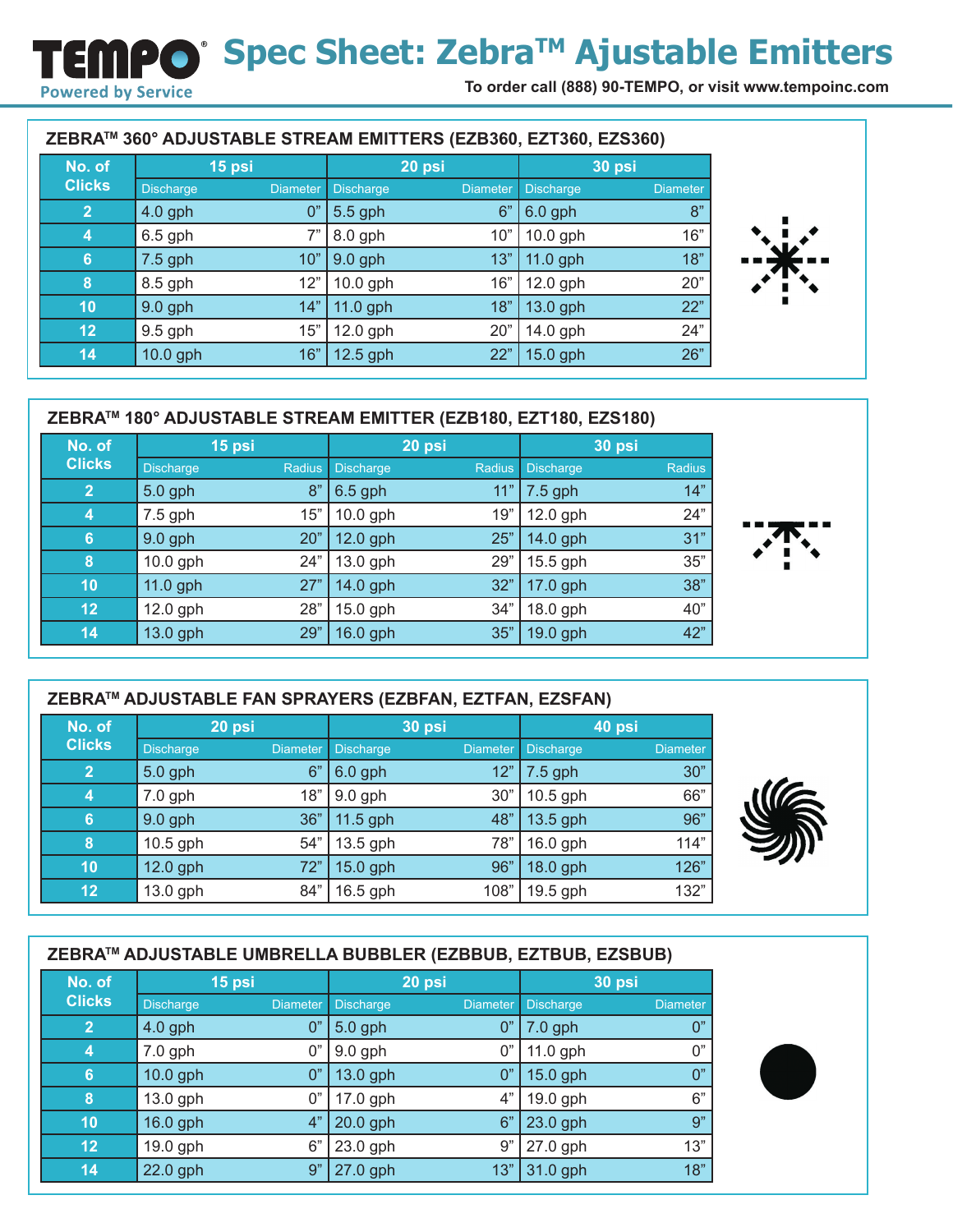# TEMPO® Spec Sheet: Zebra™ Ajustable Emitters

Powered by Service

To order call (888) 90-TEMPO, or visit www.tempoinc.com

## ZEBRA™ 360° ADJUSTABLE STREAM EMITTERS (EZB360, EZT360, EZS360)

| No. of Clicks | 15 psi | | 20 psi | | 30 psi | |
|---|---|---|---|---|---|---|
| | Discharge | Diameter | Discharge | Diameter | Discharge | Diameter |
| 2 | 4.0 gph | 0" | 5.5 gph | 6" | 6.0 gph | 8" |
| 4 | 6.5 gph | 7" | 8.0 gph | 10" | 10.0 gph | 16" |
| 6 | 7.5 gph | 10" | 9.0 gph | 13" | 11.0 gph | 18" |
| 8 | 8.5 gph | 12" | 10.0 gph | 16" | 12.0 gph | 20" |
| 10 | 9.0 gph | 14" | 11.0 gph | 18" | 13.0 gph | 22" |
| 12 | 9.5 gph | 15" | 12.0 gph | 20" | 14.0 gph | 24" |
| 14 | 10.0 gph | 16" | 12.5 gph | 22" | 15.0 gph | 26" |

## ZEBRA™ 180° ADJUSTABLE STREAM EMITTER (EZB180, EZT180, EZS180)

| No. of Clicks | 15 psi | | 20 psi | | 30 psi | |
|---|---|---|---|---|---|---|
| | Discharge | Radius | Discharge | Radius | Discharge | Radius |
| 2 | 5.0 gph | 8" | 6.5 gph | 11" | 7.5 gph | 14" |
| 4 | 7.5 gph | 15" | 10.0 gph | 19" | 12.0 gph | 24" |
| 6 | 9.0 gph | 20" | 12.0 gph | 25" | 14.0 gph | 31" |
| 8 | 10.0 gph | 24" | 13.0 gph | 29" | 15.5 gph | 35" |
| 10 | 11.0 gph | 27" | 14.0 gph | 32" | 17.0 gph | 38" |
| 12 | 12.0 gph | 28" | 15.0 gph | 34" | 18.0 gph | 40" |
| 14 | 13.0 gph | 29" | 16.0 gph | 35" | 19.0 gph | 42" |

## ZEBRA™ ADJUSTABLE FAN SPRAYERS (EZBFAN, EZTFAN, EZSFAN)

| No. of Clicks | 20 psi | | 30 psi | | 40 psi | |
|---|---|---|---|---|---|---|
| | Discharge | Diameter | Discharge | Diameter | Discharge | Diameter |
| 2 | 5.0 gph | 6" | 6.0 gph | 12" | 7.5 gph | 30" |
| 4 | 7.0 gph | 18" | 9.0 gph | 30" | 10.5 gph | 66" |
| 6 | 9.0 gph | 36" | 11.5 gph | 48" | 13.5 gph | 96" |
| 8 | 10.5 gph | 54" | 13.5 gph | 78" | 16.0 gph | 114" |
| 10 | 12.0 gph | 72" | 15.0 gph | 96" | 18.0 gph | 126" |
| 12 | 13.0 gph | 84" | 16.5 gph | 108" | 19.5 gph | 132" |

## ZEBRA™ ADJUSTABLE UMBRELLA BUBBLER (EZBBUB, EZTBUB, EZSBUB)

| No. of Clicks | 15 psi | | 20 psi | | 30 psi | |
|---|---|---|---|---|---|---|
| | Discharge | Diameter | Discharge | Diameter | Discharge | Diameter |
| 2 | 4.0 gph | 0" | 5.0 gph | 0" | 7.0 gph | 0" |
| 4 | 7.0 gph | 0" | 9.0 gph | 0" | 11.0 gph | 0" |
| 6 | 10.0 gph | 0" | 13.0 gph | 0" | 15.0 gph | 0" |
| 8 | 13.0 gph | 0" | 17.0 gph | 4" | 19.0 gph | 6" |
| 10 | 16.0 gph | 4" | 20.0 gph | 6" | 23.0 gph | 9" |
| 12 | 19.0 gph | 6" | 23.0 gph | 9" | 27.0 gph | 13" |
| 14 | 22.0 gph | 9" | 27.0 gph | 13" | 31.0 gph | 18" |